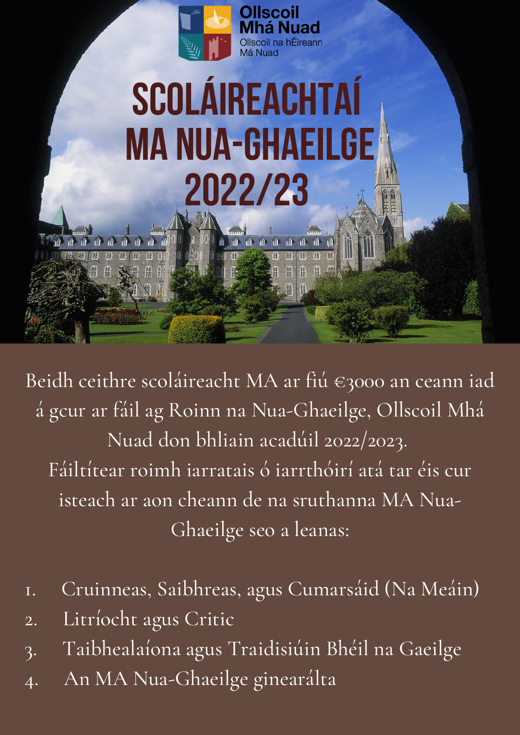Ollscoil Mhá Nuad

Ollscoil na hÉireann Má Nuad

# SCOLÁIREACHTAÍ MA NUA-GHAEILGE 2022/23

Beidh ceithre scoláireacht MA ar fiú €3000 an ceann iad á gcur ar fáil ag Roinn na Nua-Ghaeilge, Ollscoil Mhá Nuad don bhliain acadúil 2022/2023.
Fáiltítear roimh iarratais ó iarrthóirí atá tar éis cur isteach ar aon cheann de na sruthanna MA Nua-Ghaeilge seo a leanas:

1. Cruinneas, Saibhreas, agus Cumarsáid (Na Meáin)
2. Litríocht agus Critic
3. Taibhealaíona agus Traidisiúin Bhéil na Gaeilge
4. An MA Nua-Ghaeilge ginearálta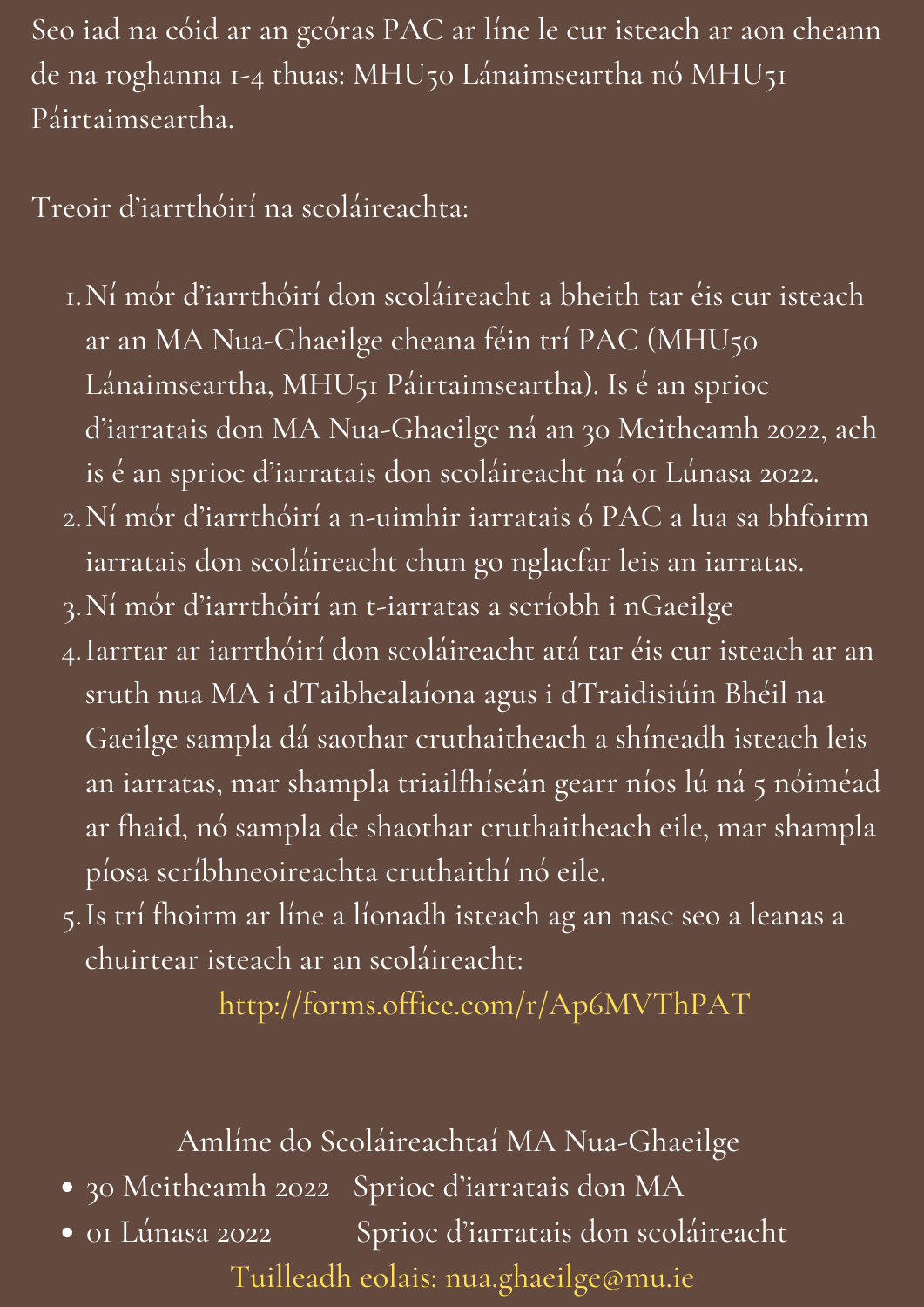Seo iad na cóid ar an gcóras PAC ar líne le cur isteach ar aon cheann de na roghanna 1-4 thuas: MHU50 Lánaimseartha nó MHU51 Páirtaimseartha.

Treoir d'iarrthóirí na scoláireachta:

1. Ní mór d'iarrthóirí don scoláireacht a bheith tar éis cur isteach ar an MA Nua-Ghaeilge cheana féin trí PAC (MHU50 Lánaimseartha, MHU51 Páirtaimseartha). Is é an sprioc d'iarratais don MA Nua-Ghaeilge ná an 30 Meitheamh 2022, ach is é an sprioc d'iarratais don scoláireacht ná 01 Lúnasa 2022.
2. Ní mór d'iarrthóirí a n-uimhir iarratais ó PAC a lua sa bhfoirm iarratais don scoláireacht chun go nglacfar leis an iarratas.
3. Ní mór d'iarrthóirí an t-iarratas a scríobh i nGaeilge
4. Iarrtar ar iarrthóirí don scoláireacht atá tar éis cur isteach ar an sruth nua MA i dTaibhealaíona agus i dTraidisiúin Bhéil na Gaeilge sampla dá saothar cruthaitheach a shíneadh isteach leis an iarratas, mar shampla triailfhíseán gearr níos lú ná 5 nóiméad ar fhaid, nó sampla de shaothar cruthaitheach eile, mar shampla píosa scríbhneoireachta cruthaithí nó eile.
5. Is trí fhoirm ar líne a líonadh isteach ag an nasc seo a leanas a chuirtear isteach ar an scoláireacht:

http://forms.office.com/r/Ap6MVThPAT

Amlíne do Scoláireachtaí MA Nua-Ghaeilge

- 30 Meitheamh 2022 Sprioc d'iarratais don MA
- 01 Lúnasa 2022 Sprioc d'iarratais don scoláireacht

Tuilleadh eolais: nua.ghaeilge@mu.ie